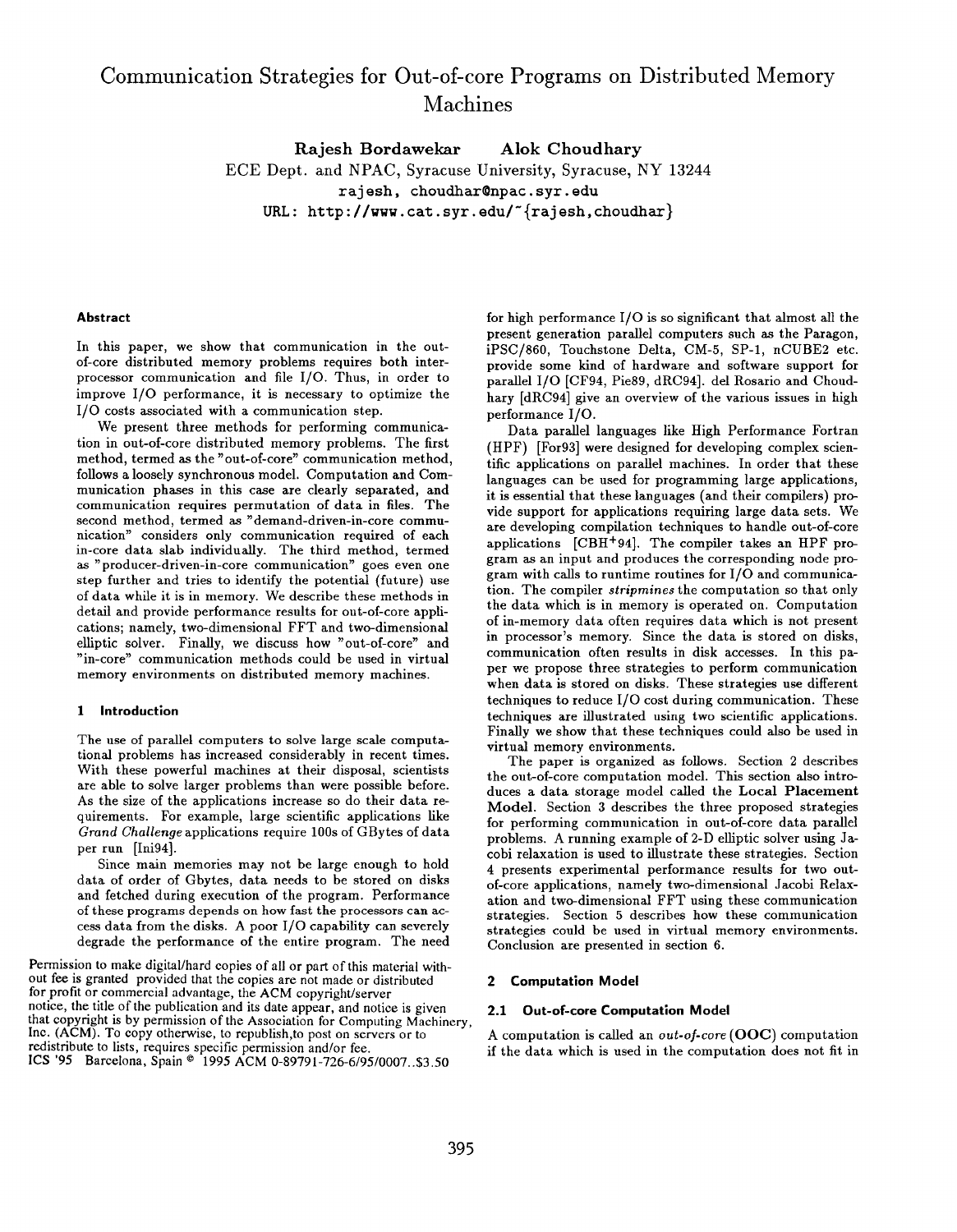# Communication Strategies for Out-of-core Programs on Distributed Memory Machines

**Rajesh Bordawekar    Alok Choudhary**

ECE Dept. and NPAC, Syracuse University, Syracuse, NY 13244

rajesh, choudhar@npac.syr.edu

URL: http://www.cat.syr.edu/~{rajesh,choudhar}

### Abstract

In this paper, we show that communication in the out-of-core distributed memory problems requires both inter-processor communication and file I/O. Thus, in order to improve I/O performance, it is necessary to optimize the I/O costs associated with a communication step.

We present three methods for performing communication in out-of-core distributed memory problems. The first method, termed as the "out-of-core" communication method, follows a loosely synchronous model. Computation and Communication phases in this case are clearly separated, and communication requires permutation of data in files. The second method, termed as "demand-driven-in-core communication" considers only communication required of each in-core data slab individually. The third method, termed as "producer-driven-in-core communication" goes even one step further and tries to identify the potential (future) use of data while it is in memory. We describe these methods in detail and provide performance results for out-of-core applications; namely, two-dimensional FFT and two-dimensional elliptic solver. Finally, we discuss how "out-of-core" and "in-core" communication methods could be used in virtual memory environments on distributed memory machines.

## 1 Introduction

The use of parallel computers to solve large scale computational problems has increased considerably in recent times. With these powerful machines at their disposal, scientists are able to solve larger problems than were possible before. As the size of the applications increase so do their data requirements. For example, large scientific applications like *Grand Challenge* applications require 100s of GBytes of data per run [Ini94].

Since main memories may not be large enough to hold data of order of Gbytes, data needs to be stored on disks and fetched during execution of the program. Performance of these programs depends on how fast the processors can access data from the disks. A poor I/O capability can severely degrade the performance of the entire program. The need for high performance I/O is so significant that almost all the present generation parallel computers such as the Paragon, iPSC/860, Touchstone Delta, CM-5, SP-1, nCUBE2 etc. provide some kind of hardware and software support for parallel I/O [CF94, Pie89, dRC94]. del Rosario and Choudhary [dRC94] give an overview of the various issues in high performance I/O.

Data parallel languages like High Performance Fortran (HPF) [For93] were designed for developing complex scientific applications on parallel machines. In order that these languages can be used for programming large applications, it is essential that these languages (and their compilers) provide support for applications requiring large data sets. We are developing compilation techniques to handle out-of-core applications [CBH+94]. The compiler takes an HPF program as an input and produces the corresponding node program with calls to runtime routines for I/O and communication. The compiler *stripmines* the computation so that only the data which is in memory is operated on. Computation of in-memory data often requires data which is not present in processor's memory. Since the data is stored on disks, communication often results in disk accesses. In this paper we propose three strategies to perform communication when data is stored on disks. These strategies use different techniques to reduce I/O cost during communication. These techniques are illustrated using two scientific applications. Finally we show that these techniques could also be used in virtual memory environments.

The paper is organized as follows. Section 2 describes the out-of-core computation model. This section also introduces a data storage model called the **Local Placement Model**. Section 3 describes the three proposed strategies for performing communication in out-of-core data parallel problems. A running example of 2-D elliptic solver using Jacobi relaxation is used to illustrate these strategies. Section 4 presents experimental performance results for two out-of-core applications, namely two-dimensional Jacobi Relaxation and two-dimensional FFT using these communication strategies. Section 5 describes how these communication strategies could be used in virtual memory environments. Conclusion are presented in section 6.

## 2 Computation Model

### 2.1 Out-of-core Computation Model

A computation is called an *out-of-core* (**OOC**) computation if the data which is used in the computation does not fit in

Permission to make digital/hard copies of all or part of this material without fee is granted provided that the copies are not made or distributed for profit or commercial advantage, the ACM copyright/server notice, the title of the publication and its date appear, and notice is given that copyright is by permission of the Association for Computing Machinery, Inc. (ACM). To copy otherwise, to republish, to post on servers or to redistribute to lists, requires specific permission and/or fee.
ICS '95 Barcelona, Spain © 1995 ACM 0-89791-726-6/95/0007..$3.50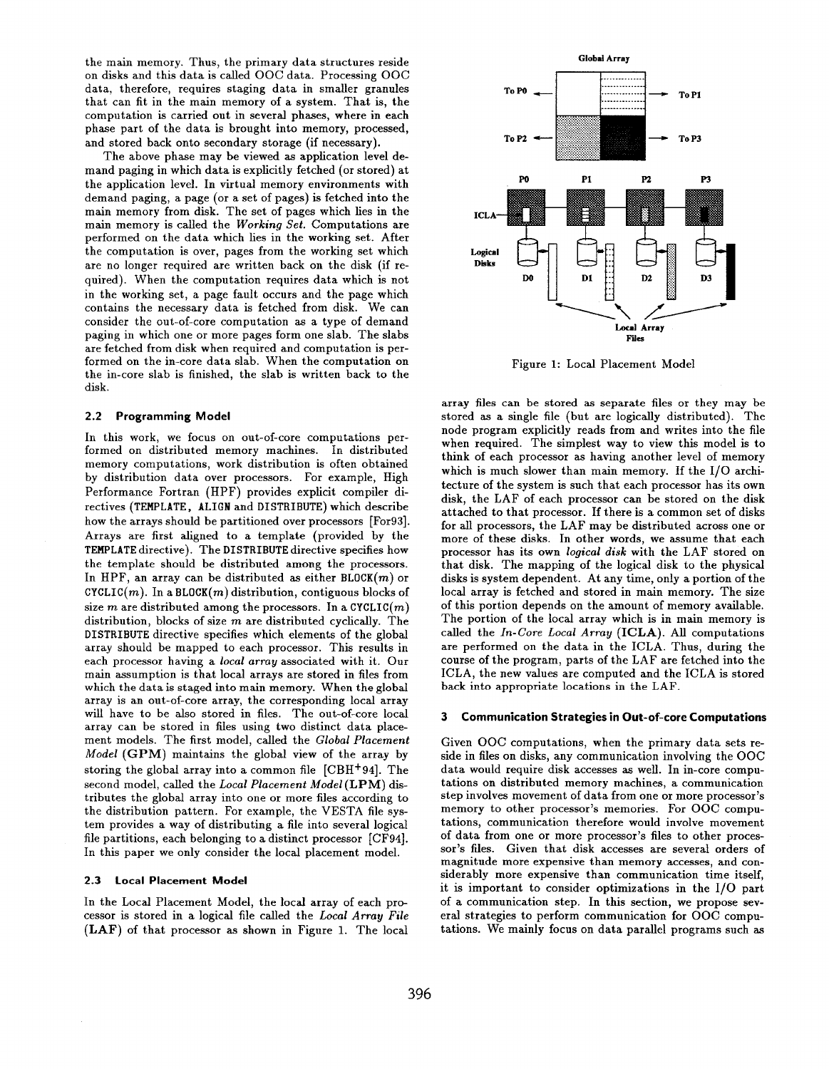the main memory. Thus, the primary data structures reside on disks and this data is called OOC data. Processing OOC data, therefore, requires staging data in smaller granules that can fit in the main memory of a system. That is, the computation is carried out in several phases, where in each phase part of the data is brought into memory, processed, and stored back onto secondary storage (if necessary).

The above phase may be viewed as application level demand paging in which data is explicitly fetched (or stored) at the application level. In virtual memory environments with demand paging, a page (or a set of pages) is fetched into the main memory from disk. The set of pages which lies in the main memory is called the *Working Set*. Computations are performed on the data which lies in the working set. After the computation is over, pages from the working set which are no longer required are written back on the disk (if required). When the computation requires data which is not in the working set, a page fault occurs and the page which contains the necessary data is fetched from disk. We can consider the out-of-core computation as a type of demand paging in which one or more pages form one slab. The slabs are fetched from disk when required and computation is performed on the in-core data slab. When the computation on the in-core slab is finished, the slab is written back to the disk.

### 2.2 Programming Model

In this work, we focus on out-of-core computations performed on distributed memory machines. In distributed memory computations, work distribution is often obtained by distribution data over processors. For example, High Performance Fortran (HPF) provides explicit compiler directives (TEMPLATE, ALIGN and DISTRIBUTE) which describe how the arrays should be partitioned over processors [For93]. Arrays are first aligned to a template (provided by the TEMPLATE directive). The DISTRIBUTE directive specifies how the template should be distributed among the processors. In HPF, an array can be distributed as either BLOCK($m$) or CYCLIC($m$). In a BLOCK($m$) distribution, contiguous blocks of size $m$ are distributed among the processors. In a CYCLIC($m$) distribution, blocks of size $m$ are distributed cyclically. The DISTRIBUTE directive specifies which elements of the global array should be mapped to each processor. This results in each processor having a *local array* associated with it. Our main assumption is that local arrays are stored in files from which the data is staged into main memory. When the global array is an out-of-core array, the corresponding local array will have to be also stored in files. The out-of-core local array can be stored in files using two distinct data placement models. The first model, called the *Global Placement Model* (**GPM**) maintains the global view of the array by storing the global array into a common file [CBH+94]. The second model, called the *Local Placement Model* (**LPM**) distributes the global array into one or more files according to the distribution pattern. For example, the VESTA file system provides a way of distributing a file into several logical file partitions, each belonging to a distinct processor [CF94]. In this paper we only consider the local placement model.

### 2.3 Local Placement Model

In the Local Placement Model, the local array of each processor is stored in a logical file called the *Local Array File* (**LAF**) of that processor as shown in Figure 1. The local array files can be stored as separate files or they may be stored as a single file (but are logically distributed). The node program explicitly reads from and writes into the file when required. The simplest way to view this model is to think of each processor as having another level of memory which is much slower than main memory. If the I/O architecture of the system is such that each processor has its own disk, the LAF of each processor can be stored on the disk attached to that processor. If there is a common set of disks for all processors, the LAF may be distributed across one or more of these disks. In other words, we assume that each processor has its own *logical disk* with the LAF stored on that disk. The mapping of the logical disk to the physical disks is system dependent. At any time, only a portion of the local array is fetched and stored in main memory. The size of this portion depends on the amount of memory available. The portion of the local array which is in main memory is called the *In-Core Local Array* (**ICLA**). All computations are performed on the data in the ICLA. Thus, during the course of the program, parts of the LAF are fetched into the ICLA, the new values are computed and the ICLA is stored back into appropriate locations in the LAF.

Figure 1: Local Placement Model

## 3 Communication Strategies in Out-of-core Computations

Given OOC computations, when the primary data sets reside in files on disks, any communication involving the OOC data would require disk accesses as well. In in-core computations on distributed memory machines, a communication step involves movement of data from one or more processor's memory to other processor's memories. For OOC computations, communication therefore would involve movement of data from one or more processor's files to other processor's files. Given that disk accesses are several orders of magnitude more expensive than memory accesses, and considerably more expensive than communication time itself, it is important to consider optimizations in the I/O part of a communication step. In this section, we propose several strategies to perform communication for OOC computations. We mainly focus on data parallel programs such as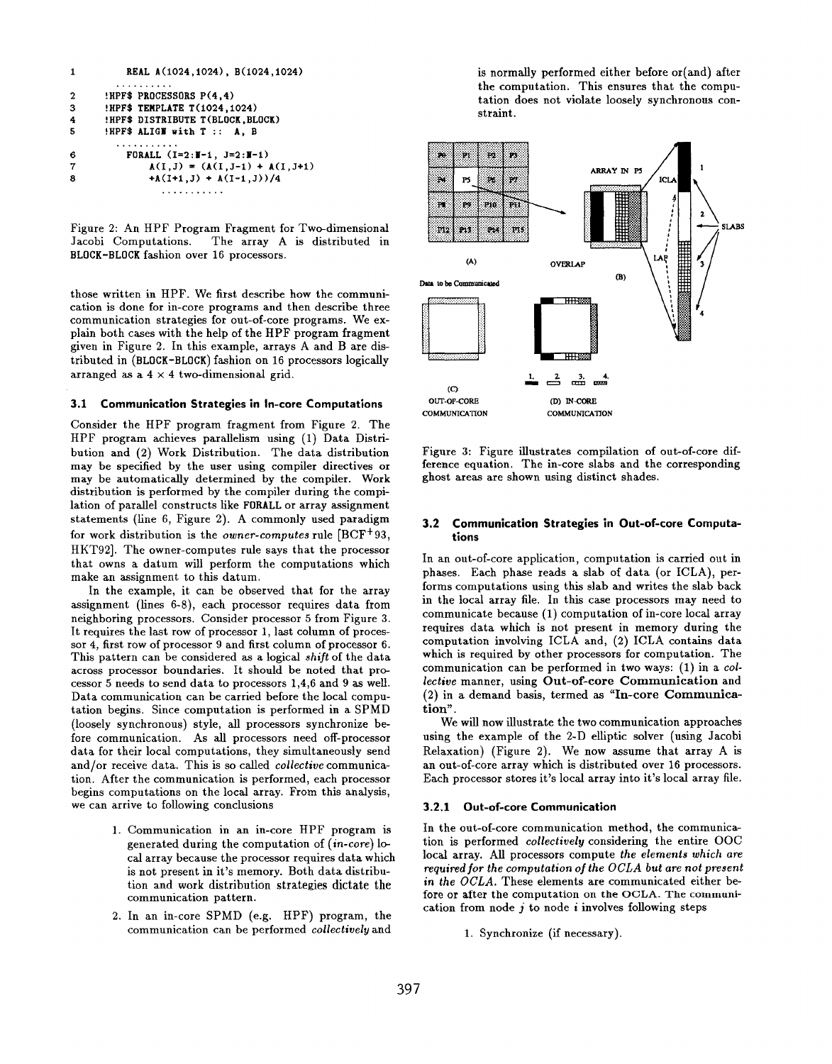```
1        REAL A(1024,1024), B(1024,1024)
         ..........
2      !HPF$ PROCESSORS P(4,4)
3      !HPF$ TEMPLATE T(1024,1024)
4      !HPF$ DISTRIBUTE T(BLOCK,BLOCK)
5      !HPF$ ALIGN with T :: A, B
         ...........
6        FORALL (I=2:N-1, J=2:N-1)
7            A(I,J) = (A(I,J-1) + A(I,J+1)
8            +A(I+1,J) + A(I-1,J))/4
              ...........
```

Figure 2: An HPF Program Fragment for Two-dimensional Jacobi Computations. The array A is distributed in BLOCK-BLOCK fashion over 16 processors.

those written in HPF. We first describe how the communication is done for in-core programs and then describe three communication strategies for out-of-core programs. We explain both cases with the help of the HPF program fragment given in Figure 2. In this example, arrays A and B are distributed in (BLOCK-BLOCK) fashion on 16 processors logically arranged as a 4 × 4 two-dimensional grid.

### 3.1 Communication Strategies in In-core Computations

Consider the HPF program fragment from Figure 2. The HPF program achieves parallelism using (1) Data Distribution and (2) Work Distribution. The data distribution may be specified by the user using compiler directives or may be automatically determined by the compiler. Work distribution is performed by the compiler during the compilation of parallel constructs like FORALL or array assignment statements (line 6, Figure 2). A commonly used paradigm for work distribution is the *owner-computes* rule [BCF+93, HKT92]. The owner-computes rule says that the processor that owns a datum will perform the computations which make an assignment to this datum.

In the example, it can be observed that for the array assignment (lines 6-8), each processor requires data from neighboring processors. Consider processor 5 from Figure 3. It requires the last row of processor 1, last column of processor 4, first row of processor 9 and first column of processor 6. This pattern can be considered as a logical *shift* of the data across processor boundaries. It should be noted that processor 5 needs to send data to processors 1,4,6 and 9 as well. Data communication can be carried before the local computation begins. Since computation is performed in a SPMD (loosely synchronous) style, all processors synchronize before communication. As all processors need off-processor data for their local computations, they simultaneously send and/or receive data. This is so called *collective* communication. After the communication is performed, each processor begins computations on the local array. From this analysis, we can arrive to following conclusions

1. Communication in an in-core HPF program is generated during the computation of (*in-core*) local array because the processor requires data which is not present in it's memory. Both data distribution and work distribution strategies dictate the communication pattern.
2. In an in-core SPMD (e.g. HPF) program, the communication can be performed *collectively* and is normally performed either before or(and) after the computation. This ensures that the computation does not violate loosely synchronous constraint.

Figure 3: Figure illustrates compilation of out-of-core difference equation. The in-core slabs and the corresponding ghost areas are shown using distinct shades.

### 3.2 Communication Strategies in Out-of-core Computations

In an out-of-core application, computation is carried out in phases. Each phase reads a slab of data (or ICLA), performs computations using this slab and writes the slab back in the local array file. In this case processors may need to communicate because (1) computation of in-core local array requires data which is not present in memory during the computation involving ICLA and, (2) ICLA contains data which is required by other processors for computation. The communication can be performed in two ways: (1) in a *collective* manner, using **Out-of-core Communication** and (2) in a demand basis, termed as **"In-core Communication"**.

We will now illustrate the two communication approaches using the example of the 2-D elliptic solver (using Jacobi Relaxation) (Figure 2). We now assume that array A is an out-of-core array which is distributed over 16 processors. Each processor stores it's local array into it's local array file.

#### 3.2.1 Out-of-core Communication

In the out-of-core communication method, the communication is performed *collectively* considering the entire OOC local array. All processors compute *the elements which are required for the computation of the OCLA but are not present in the OCLA*. These elements are communicated either before or after the computation on the OCLA. The communication from node $j$ to node $i$ involves following steps

1. Synchronize (if necessary).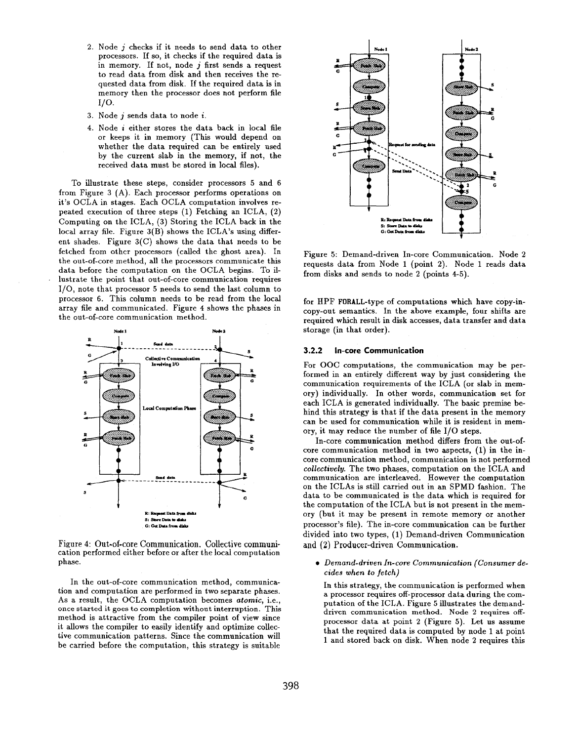2. Node $j$ checks if it needs to send data to other processors. If so, it checks if the required data is in memory. If not, node $j$ first sends a request to read data from disk and then receives the requested data from disk. If the required data is in memory then the processor does not perform file I/O.
3. Node $j$ sends data to node $i$.
4. Node $i$ either stores the data back in local file or keeps it in memory (This would depend on whether the data required can be entirely used by the current slab in the memory, if not, the received data must be stored in local files).

To illustrate these steps, consider processors 5 and 6 from Figure 3 (A). Each processor performs operations on it's OCLA in stages. Each OCLA computation involves repeated execution of three steps (1) Fetching an ICLA, (2) Computing on the ICLA, (3) Storing the ICLA back in the local array file. Figure 3(B) shows the ICLA's using different shades. Figure 3(C) shows the data that needs to be fetched from other processors (called the ghost area). In the out-of-core method, all the processors communicate this data before the computation on the OCLA begins. To illustrate the point that out-of-core communication requires I/O, note that processor 5 needs to send the last column to processor 6. This column needs to be read from the local array file and communicated. Figure 4 shows the phases in the out-of-core communication method.

Figure 4: Out-of-core Communication. Collective communication performed either before or after the local computation phase.

In the out-of-core communication method, communication and computation are performed in two separate phases. As a result, the OCLA computation becomes *atomic*, i.e., once started it goes to completion without interruption. This method is attractive from the compiler point of view since it allows the compiler to easily identify and optimize collective communication patterns. Since the communication will be carried before the computation, this strategy is suitable for HPF FORALL-type of computations which have copy-in-copy-out semantics. In the above example, four shifts are required which result in disk accesses, data transfer and data storage (in that order).

Figure 5: Demand-driven In-core Communication. Node 2 requests data from Node 1 (point 2). Node 1 reads data from disks and sends to node 2 (points 4-5).

### 3.2.2 In-core Communication

For OOC computations, the communication may be performed in an entirely different way by just considering the communication requirements of the ICLA (or slab in memory) individually. In other words, communication set for each ICLA is generated individually. The basic premise behind this strategy is that if the data present in the memory can be used for communication while it is resident in memory, it may reduce the number of file I/O steps.

In-core communication method differs from the out-of-core communication method in two aspects, (1) in the in-core communication method, communication is not performed *collectively*. The two phases, computation on the ICLA and communication are interleaved. However the computation on the ICLAs is still carried out in an SPMD fashion. The data to be communicated is the data which is required for the computation of the ICLA but is not present in the memory (but it may be present in remote memory or another processor's file). The in-core communication can be further divided into two types, (1) Demand-driven Communication and (2) Producer-driven Communication.

- *Demand-driven In-core Communication (Consumer decides when to fetch)*

  In this strategy, the communication is performed when a processor requires off-processor data during the computation of the ICLA. Figure 5 illustrates the demand-driven communication method. Node 2 requires off-processor data at point 2 (Figure 5). Let us assume that the required data is computed by node 1 at point 1 and stored back on disk. When node 2 requires this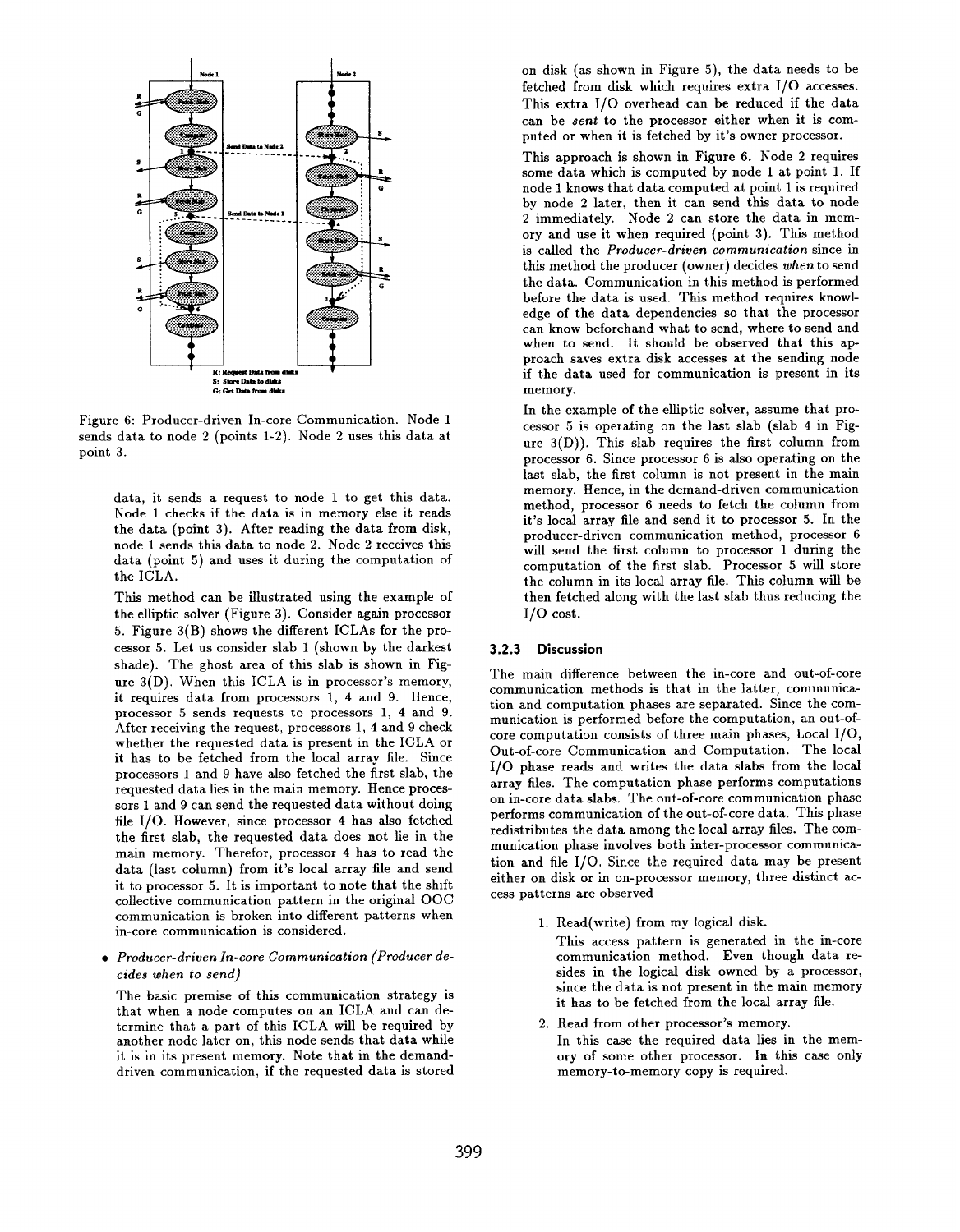Figure 6: Producer-driven In-core Communication. Node 1 sends data to node 2 (points 1-2). Node 2 uses this data at point 3.

data, it sends a request to node 1 to get this data. Node 1 checks if the data is in memory else it reads the data (point 3). After reading the data from disk, node 1 sends this data to node 2. Node 2 receives this data (point 5) and uses it during the computation of the ICLA.

This method can be illustrated using the example of the elliptic solver (Figure 3). Consider again processor 5. Figure 3(B) shows the different ICLAs for the processor 5. Let us consider slab 1 (shown by the darkest shade). The ghost area of this slab is shown in Figure 3(D). When this ICLA is in processor's memory, it requires data from processors 1, 4 and 9. Hence, processor 5 sends requests to processors 1, 4 and 9. After receiving the request, processors 1, 4 and 9 check whether the requested data is present in the ICLA or it has to be fetched from the local array file. Since processors 1 and 9 have also fetched the first slab, the requested data lies in the main memory. Hence processors 1 and 9 can send the requested data without doing file I/O. However, since processor 4 has also fetched the first slab, the requested data does not lie in the main memory. Therefor, processor 4 has to read the data (last column) from it's local array file and send it to processor 5. It is important to note that the shift collective communication pattern in the original OOC communication is broken into different patterns when in-core communication is considered.

- *Producer-driven In-core Communication (Producer decides when to send)*

  The basic premise of this communication strategy is that when a node computes on an ICLA and can determine that a part of this ICLA will be required by another node later on, this node sends that data while it is in its present memory. Note that in the demand-driven communication, if the requested data is stored on disk (as shown in Figure 5), the data needs to be fetched from disk which requires extra I/O accesses. This extra I/O overhead can be reduced if the data can be *sent* to the processor either when it is computed or when it is fetched by it's owner processor.

  This approach is shown in Figure 6. Node 2 requires some data which is computed by node 1 at point 1. If node 1 knows that data computed at point 1 is required by node 2 later, then it can send this data to node 2 immediately. Node 2 can store the data in memory and use it when required (point 3). This method is called the *Producer-driven communication* since in this method the producer (owner) decides *when* to send the data. Communication in this method is performed before the data is used. This method requires knowledge of the data dependencies so that the processor can know beforehand what to send, where to send and when to send. It should be observed that this approach saves extra disk accesses at the sending node if the data used for communication is present in its memory.

  In the example of the elliptic solver, assume that processor 5 is operating on the last slab (slab 4 in Figure 3(D)). This slab requires the first column from processor 6. Since processor 6 is also operating on the last slab, the first column is not present in the main memory. Hence, in the demand-driven communication method, processor 6 needs to fetch the column from it's local array file and send it to processor 5. In the producer-driven communication method, processor 6 will send the first column to processor 1 during the computation of the first slab. Processor 5 will store the column in its local array file. This column will be then fetched along with the last slab thus reducing the I/O cost.

### 3.2.3 Discussion

The main difference between the in-core and out-of-core communication methods is that in the latter, communication and computation phases are separated. Since the communication is performed before the computation, an out-of-core computation consists of three main phases, Local I/O, Out-of-core Communication and Computation. The local I/O phase reads and writes the data slabs from the local array files. The computation phase performs computations on in-core data slabs. The out-of-core communication phase performs communication of the out-of-core data. This phase redistributes the data among the local array files. The communication phase involves both inter-processor communication and file I/O. Since the required data may be present either on disk or in on-processor memory, three distinct access patterns are observed

1. Read(write) from my logical disk.

   This access pattern is generated in the in-core communication method. Even though data resides in the logical disk owned by a processor, since the data is not present in the main memory it has to be fetched from the local array file.

2. Read from other processor's memory.

   In this case the required data lies in the memory of some other processor. In this case only memory-to-memory copy is required.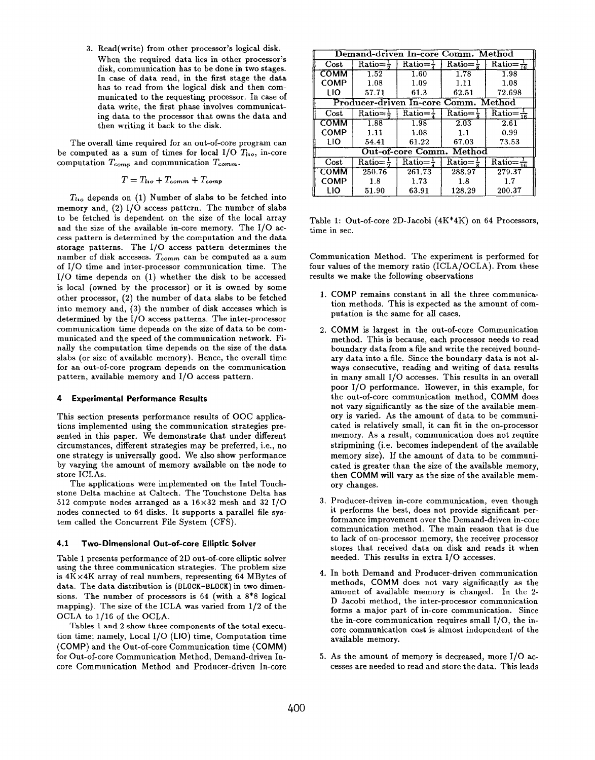3. Read(write) from other processor's logical disk. When the required data lies in other processor's disk, communication has to be done in two stages. In case of data read, in the first stage the data has to read from the logical disk and then communicated to the requesting processor. In case of data write, the first phase involves communicating data to the processor that owns the data and then writing it back to the disk.

The overall time required for an out-of-core program can be computed as a sum of times for local I/O $T_{lio}$, in-core computation $T_{comp}$ and communication $T_{comm}$.

$$T = T_{lio} + T_{comm} + T_{comp}$$

$T_{lio}$ depends on (1) Number of slabs to be fetched into memory and, (2) I/O access pattern. The number of slabs to be fetched is dependent on the size of the local array and the size of the available in-core memory. The I/O access pattern is determined by the computation and the data storage patterns. The I/O access pattern determines the number of disk accesses. $T_{comm}$ can be computed as a sum of I/O time and inter-processor communication time. The I/O time depends on (1) whether the disk to be accessed is local (owned by the processor) or it is owned by some other processor, (2) the number of data slabs to be fetched into memory and, (3) the number of disk accesses which is determined by the I/O access patterns. The inter-processor communication time depends on the size of data to be communicated and the speed of the communication network. Finally the computation time depends on the size of the data slabs (or size of available memory). Hence, the overall time for an out-of-core program depends on the communication pattern, available memory and I/O access pattern.

## 4 Experimental Performance Results

This section presents performance results of OOC applications implemented using the communication strategies presented in this paper. We demonstrate that under different circumstances, different strategies may be preferred, i.e., no one strategy is universally good. We also show performance by varying the amount of memory available on the node to store ICLAs.

The applications were implemented on the Intel Touchstone Delta machine at Caltech. The Touchstone Delta has 512 compute nodes arranged as a 16×32 mesh and 32 I/O nodes connected to 64 disks. It supports a parallel file system called the Concurrent File System (CFS).

### 4.1 Two-Dimensional Out-of-core Elliptic Solver

Table 1 presents performance of 2D out-of-core elliptic solver using the three communication strategies. The problem size is 4K×4K array of real numbers, representing 64 MBytes of data. The data distribution is (BLOCK-BLOCK) in two dimensions. The number of processors is 64 (with a 8*8 logical mapping). The size of the ICLA was varied from 1/2 of the OCLA to 1/16 of the OCLA.

Tables 1 and 2 show three components of the total execution time; namely, Local I/O (LIO) time, Computation time (COMP) and the Out-of-core Communication time (COMM) for Out-of-core Communication Method, Demand-driven In-core Communication Method and Producer-driven In-core Communication Method. The experiment is performed for four values of the memory ratio (ICLA/OCLA). From these results we make the following observations

| Demand-driven In-core Comm. Method | | | | |
|---|---|---|---|---|
| Cost | Ratio=$\frac{1}{2}$ | Ratio=$\frac{1}{4}$ | Ratio=$\frac{1}{8}$ | Ratio=$\frac{1}{16}$ |
| COMM | 1.52 | 1.60 | 1.78 | 1.98 |
| COMP | 1.08 | 1.09 | 1.11 | 1.08 |
| LIO | 57.71 | 61.3 | 62.51 | 72.698 |
| **Producer-driven In-core Comm. Method** | | | | |
| Cost | Ratio=$\frac{1}{2}$ | Ratio=$\frac{1}{4}$ | Ratio=$\frac{1}{8}$ | Ratio=$\frac{1}{16}$ |
| COMM | 1.88 | 1.98 | 2.03 | 2.61 |
| COMP | 1.11 | 1.08 | 1.1 | 0.99 |
| LIO | 54.41 | 61.22 | 67.03 | 73.53 |
| **Out-of-core Comm. Method** | | | | |
| Cost | Ratio=$\frac{1}{2}$ | Ratio=$\frac{1}{4}$ | Ratio=$\frac{1}{8}$ | Ratio=$\frac{1}{16}$ |
| COMM | 250.76 | 261.73 | 288.97 | 279.37 |
| COMP | 1.8 | 1.73 | 1.8 | 1.7 |
| LIO | 51.90 | 63.91 | 128.29 | 200.37 |

Table 1: Out-of-core 2D-Jacobi (4K*4K) on 64 Processors, time in sec.

1. COMP remains constant in all the three communication methods. This is expected as the amount of computation is the same for all cases.

2. COMM is largest in the out-of-core Communication method. This is because, each processor needs to read boundary data from a file and write the received boundary data into a file. Since the boundary data is not always consecutive, reading and writing of data results in many small I/O accesses. This results in an overall poor I/O performance. However, in this example, for the out-of-core communication method, COMM does not vary significantly as the size of the available memory is varied. As the amount of data to be communicated is relatively small, it can fit in the on-processor memory. As a result, communication does not require stripmining (i.e. becomes independent of the available memory size). If the amount of data to be communicated is greater than the size of the available memory, then COMM will vary as the size of the available memory changes.

3. Producer-driven in-core communication, even though it performs the best, does not provide significant performance improvement over the Demand-driven in-core communication method. The main reason that is due to lack of on-processor memory, the receiver processor stores that received data on disk and reads it when needed. This results in extra I/O accesses.

4. In both Demand and Producer-driven communication methods, COMM does not vary significantly as the amount of available memory is changed. In the 2-D Jacobi method, the inter-processor communication forms a major part of in-core communication. Since the in-core communication requires small I/O, the in-core communication cost is almost independent of the available memory.

5. As the amount of memory is decreased, more I/O accesses are needed to read and store the data. This leads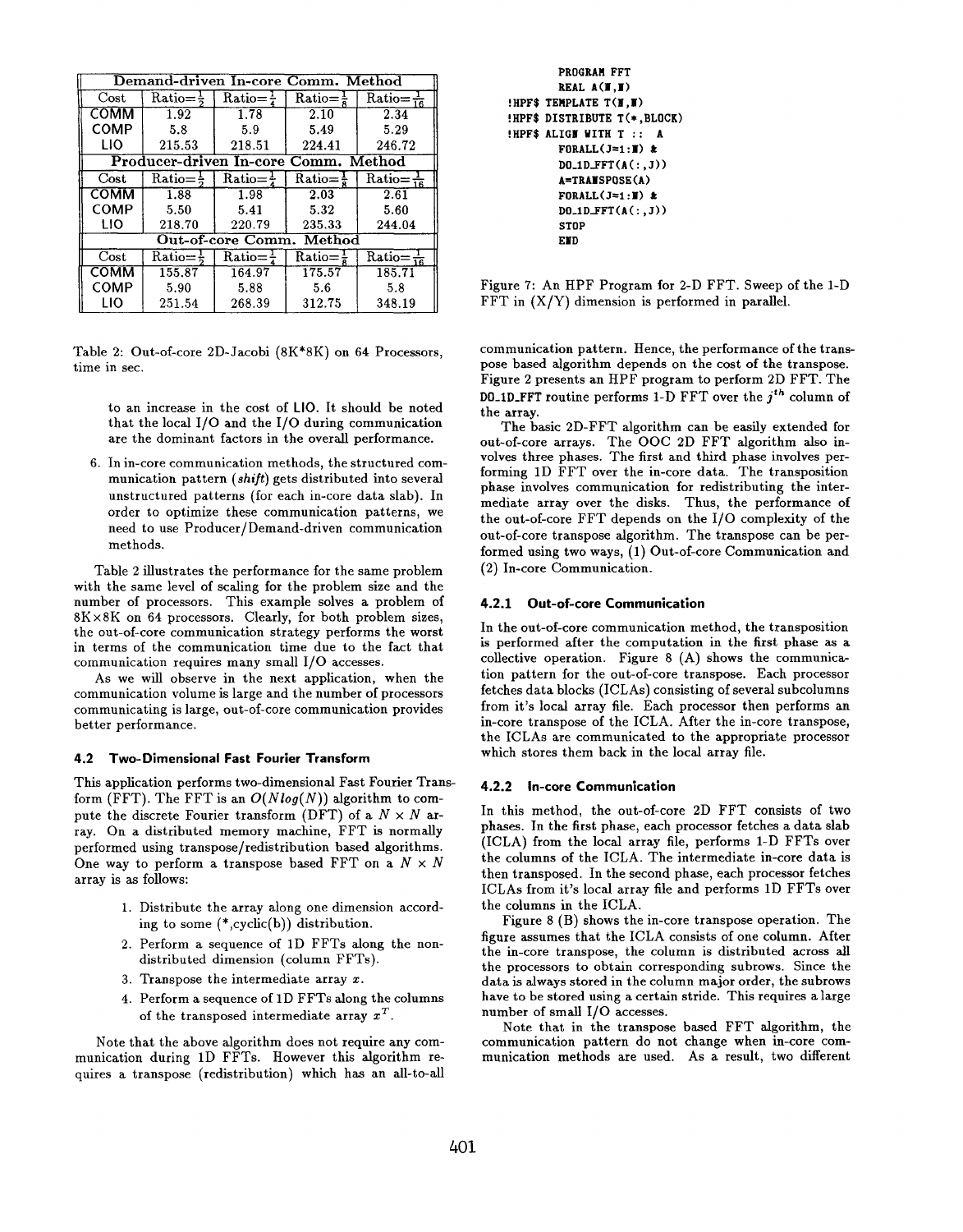| Demand-driven In-core Comm. Method | | | | |
|---|---|---|---|---|
| Cost | Ratio=$\frac{1}{2}$ | Ratio=$\frac{1}{4}$ | Ratio=$\frac{1}{8}$ | Ratio=$\frac{1}{16}$ |
| COMM | 1.92 | 1.78 | 2.10 | 2.34 |
| COMP | 5.8 | 5.9 | 5.49 | 5.29 |
| LIO | 215.53 | 218.51 | 224.41 | 246.72 |
| **Producer-driven In-core Comm. Method** | | | | |
| Cost | Ratio=$\frac{1}{2}$ | Ratio=$\frac{1}{4}$ | Ratio=$\frac{1}{8}$ | Ratio=$\frac{1}{16}$ |
| COMM | 1.88 | 1.98 | 2.03 | 2.61 |
| COMP | 5.50 | 5.41 | 5.32 | 5.60 |
| LIO | 218.70 | 220.79 | 235.33 | 244.04 |
| **Out-of-core Comm. Method** | | | | |
| Cost | Ratio=$\frac{1}{2}$ | Ratio=$\frac{1}{4}$ | Ratio=$\frac{1}{8}$ | Ratio=$\frac{1}{16}$ |
| COMM | 155.87 | 164.97 | 175.57 | 185.71 |
| COMP | 5.90 | 5.88 | 5.6 | 5.8 |
| LIO | 251.54 | 268.39 | 312.75 | 348.19 |

Table 2: Out-of-core 2D-Jacobi (8K*8K) on 64 Processors, time in sec.

to an increase in the cost of LIO. It should be noted that the local I/O and the I/O during communication are the dominant factors in the overall performance.

6. In in-core communication methods, the structured communication pattern (*shift*) gets distributed into several unstructured patterns (for each in-core data slab). In order to optimize these communication patterns, we need to use Producer/Demand-driven communication methods.

Table 2 illustrates the performance for the same problem with the same level of scaling for the problem size and the number of processors. This example solves a problem of 8K×8K on 64 processors. Clearly, for both problem sizes, the out-of-core communication strategy performs the worst in terms of the communication time due to the fact that communication requires many small I/O accesses.

As we will observe in the next application, when the communication volume is large and the number of processors communicating is large, out-of-core communication provides better performance.

### 4.2 Two-Dimensional Fast Fourier Transform

This application performs two-dimensional Fast Fourier Transform (FFT). The FFT is an $O(Nlog(N))$ algorithm to compute the discrete Fourier transform (DFT) of a $N \times N$ array. On a distributed memory machine, FFT is normally performed using transpose/redistribution based algorithms. One way to perform a transpose based FFT on a $N \times N$ array is as follows:

1. Distribute the array along one dimension according to some (*,cyclic(b)) distribution.
2. Perform a sequence of 1D FFTs along the non-distributed dimension (column FFTs).
3. Transpose the intermediate array $x$.
4. Perform a sequence of 1D FFTs along the columns of the transposed intermediate array $x^T$.

Note that the above algorithm does not require any communication during 1D FFTs. However this algorithm requires a transpose (redistribution) which has an all-to-all

```
      PROGRAM FFT
      REAL A(N,N)
!HPF$ TEMPLATE T(N,N)
!HPF$ DISTRIBUTE T(*,BLOCK)
!HPF$ ALIGN WITH T :: A
      FORALL(J=1:N) &
      DO_1D_FFT(A(:,J))
      A=TRANSPOSE(A)
      FORALL(J=1:N) &
      DO_1D_FFT(A(:,J))
      STOP
      END
```

Figure 7: An HPF Program for 2-D FFT. Sweep of the 1-D FFT in (X/Y) dimension is performed in parallel.

communication pattern. Hence, the performance of the transpose based algorithm depends on the cost of the transpose. Figure 2 presents an HPF program to perform 2D FFT. The DO_1D_FFT routine performs 1-D FFT over the $j^{th}$ column of the array.

The basic 2D-FFT algorithm can be easily extended for out-of-core arrays. The OOC 2D FFT algorithm also involves three phases. The first and third phase involves performing 1D FFT over the in-core data. The transposition phase involves communication for redistributing the intermediate array over the disks. Thus, the performance of the out-of-core FFT depends on the I/O complexity of the out-of-core transpose algorithm. The transpose can be performed using two ways, (1) Out-of-core Communication and (2) In-core Communication.

#### 4.2.1 Out-of-core Communication

In the out-of-core communication method, the transposition is performed after the computation in the first phase as a collective operation. Figure 8 (A) shows the communication pattern for the out-of-core transpose. Each processor fetches data blocks (ICLAs) consisting of several subcolumns from it's local array file. Each processor then performs an in-core transpose of the ICLA. After the in-core transpose, the ICLAs are communicated to the appropriate processor which stores them back in the local array file.

#### 4.2.2 In-core Communication

In this method, the out-of-core 2D FFT consists of two phases. In the first phase, each processor fetches a data slab (ICLA) from the local array file, performs 1-D FFTs over the columns of the ICLA. The intermediate in-core data is then transposed. In the second phase, each processor fetches ICLAs from it's local array file and performs 1D FFTs over the columns in the ICLA.

Figure 8 (B) shows the in-core transpose operation. The figure assumes that the ICLA consists of one column. After the in-core transpose, the column is distributed across all the processors to obtain corresponding subrows. Since the data is always stored in the column major order, the subrows have to be stored using a certain stride. This requires a large number of small I/O accesses.

Note that in the transpose based FFT algorithm, the communication pattern do not change when in-core communication methods are used. As a result, two different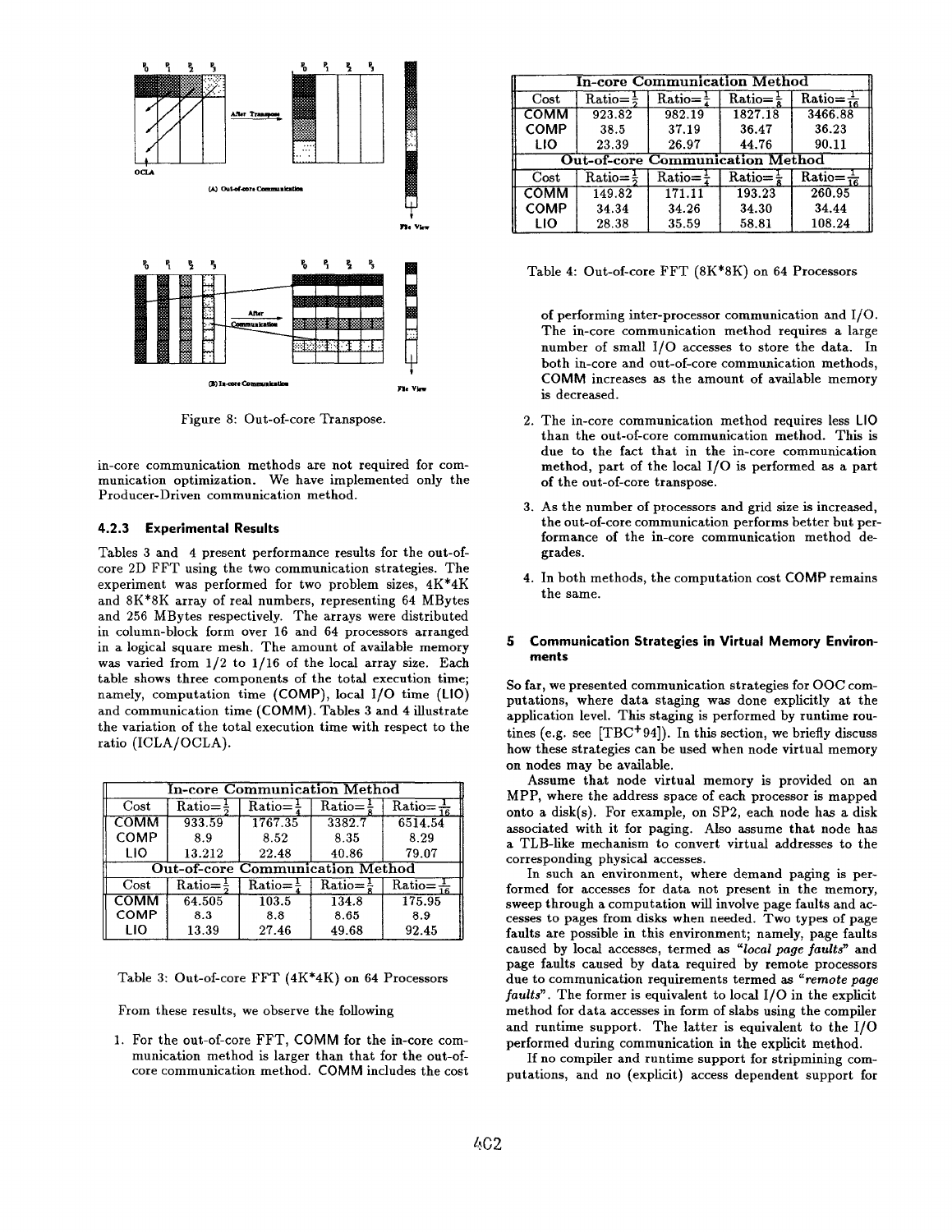Figure 8: Out-of-core Transpose.

in-core communication methods are not required for communication optimization. We have implemented only the Producer-Driven communication method.

### 4.2.3 Experimental Results

Tables 3 and 4 present performance results for the out-of-core 2D FFT using the two communication strategies. The experiment was performed for two problem sizes, 4K*4K and 8K*8K array of real numbers, representing 64 MBytes and 256 MBytes respectively. The arrays were distributed in column-block form over 16 and 64 processors arranged in a logical square mesh. The amount of available memory was varied from 1/2 to 1/16 of the local array size. Each table shows three components of the total execution time; namely, computation time (COMP), local I/O time (LIO) and communication time (COMM). Tables 3 and 4 illustrate the variation of the total execution time with respect to the ratio (ICLA/OCLA).

| In-core Communication Method | | | | |
|---|---|---|---|---|
| Cost | Ratio=$\frac{1}{2}$ | Ratio=$\frac{1}{4}$ | Ratio=$\frac{1}{8}$ | Ratio=$\frac{1}{16}$ |
| COMM | 933.59 | 1767.35 | 3382.7 | 6514.54 |
| COMP | 8.9 | 8.52 | 8.35 | 8.29 |
| LIO | 13.212 | 22.48 | 40.86 | 79.07 |
| **Out-of-core Communication Method** | | | | |
| Cost | Ratio=$\frac{1}{2}$ | Ratio=$\frac{1}{4}$ | Ratio=$\frac{1}{8}$ | Ratio=$\frac{1}{16}$ |
| COMM | 64.505 | 103.5 | 134.8 | 175.95 |
| COMP | 8.3 | 8.8 | 8.65 | 8.9 |
| LIO | 13.39 | 27.46 | 49.68 | 92.45 |

Table 3: Out-of-core FFT (4K*4K) on 64 Processors

From these results, we observe the following

1. For the out-of-core FFT, COMM for the in-core communication method is larger than that for the out-of-core communication method. COMM includes the cost of performing inter-processor communication and I/O. The in-core communication method requires a large number of small I/O accesses to store the data. In both in-core and out-of-core communication methods, COMM increases as the amount of available memory is decreased.
2. The in-core communication method requires less LIO than the out-of-core communication method. This is due to the fact that in the in-core communication method, part of the local I/O is performed as a part of the out-of-core transpose.
3. As the number of processors and grid size is increased, the out-of-core communication performs better but performance of the in-core communication method degrades.
4. In both methods, the computation cost COMP remains the same.

| In-core Communication Method | | | | |
|---|---|---|---|---|
| Cost | Ratio=$\frac{1}{2}$ | Ratio=$\frac{1}{4}$ | Ratio=$\frac{1}{8}$ | Ratio=$\frac{1}{16}$ |
| COMM | 923.82 | 982.19 | 1827.18 | 3466.88 |
| COMP | 38.5 | 37.19 | 36.47 | 36.23 |
| LIO | 23.39 | 26.97 | 44.76 | 90.11 |
| **Out-of-core Communication Method** | | | | |
| Cost | Ratio=$\frac{1}{2}$ | Ratio=$\frac{1}{4}$ | Ratio=$\frac{1}{8}$ | Ratio=$\frac{1}{16}$ |
| COMM | 149.82 | 171.11 | 193.23 | 260.95 |
| COMP | 34.34 | 34.26 | 34.30 | 34.44 |
| LIO | 28.38 | 35.59 | 58.81 | 108.24 |

Table 4: Out-of-core FFT (8K*8K) on 64 Processors

## 5 Communication Strategies in Virtual Memory Environments

So far, we presented communication strategies for OOC computations, where data staging was done explicitly at the application level. This staging is performed by runtime routines (e.g. see [TBC+94]). In this section, we briefly discuss how these strategies can be used when node virtual memory on nodes may be available.

Assume that node virtual memory is provided on an MPP, where the address space of each processor is mapped onto a disk(s). For example, on SP2, each node has a disk associated with it for paging. Also assume that node has a TLB-like mechanism to convert virtual addresses to the corresponding physical accesses.

In such an environment, where demand paging is performed for accesses for data not present in the memory, sweep through a computation will involve page faults and accesses to pages from disks when needed. Two types of page faults are possible in this environment; namely, page faults caused by local accesses, termed as *"local page faults"* and page faults caused by data required by remote processors due to communication requirements termed as *"remote page faults"*. The former is equivalent to local I/O in the explicit method for data accesses in form of slabs using the compiler and runtime support. The latter is equivalent to the I/O performed during communication in the explicit method.

If no compiler and runtime support for stripmining computations, and no (explicit) access dependent support for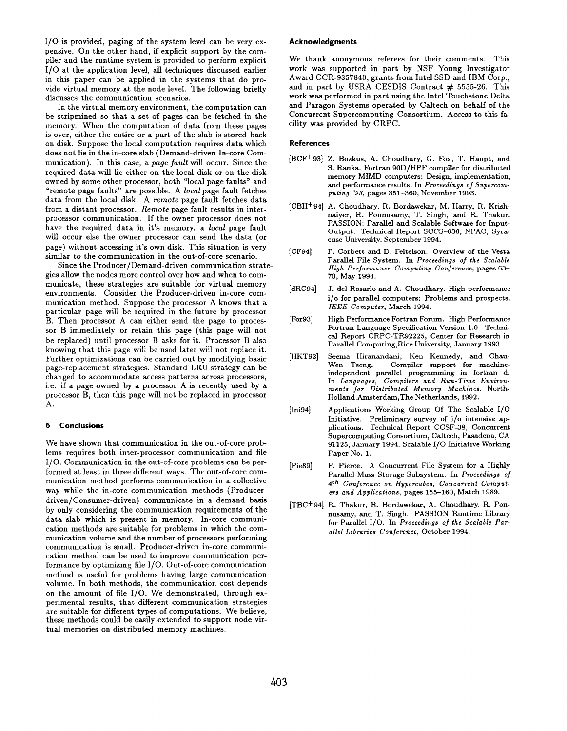I/O is provided, paging of the system level can be very expensive. On the other hand, if explicit support by the compiler and the runtime system is provided to perform explicit I/O at the application level, all techniques discussed earlier in this paper can be applied in the systems that do provide virtual memory at the node level. The following briefly discusses the communication scenarios.

In the virtual memory environment, the computation can be stripmined so that a set of pages can be fetched in the memory. When the computation of data from these pages is over, either the entire or a part of the slab is stored back on disk. Suppose the local computation requires data which does not lie in the in-core slab (Demand-driven In-core Communication). In this case, a *page fault* will occur. Since the required data will lie either on the local disk or on the disk owned by some other processor, both "local page faults" and "remote page faults" are possible. A *local* page fault fetches data from the local disk. A *remote* page fault fetches data from a distant processor. *Remote* page fault results in inter-processor communication. If the owner processor does not have the required data in it's memory, a *local* page fault will occur else the owner processor can send the data (or page) without accessing it's own disk. This situation is very similar to the communication in the out-of-core scenario.

Since the Producer/Demand-driven communication strategies allow the nodes more control over how and when to communicate, these strategies are suitable for virtual memory environments. Consider the Producer-driven in-core communication method. Suppose the processor A knows that a particular page will be required in the future by processor B. Then processor A can either send the page to processor B immediately or retain this page (this page will not be replaced) until processor B asks for it. Processor B also knowing that this page will be used later will not replace it. Further optimizations can be carried out by modifying basic page-replacement strategies. Standard LRU strategy can be changed to accommodate access patterns across processors, i.e. if a page owned by a processor A is recently used by a processor B, then this page will not be replaced in processor A.

## 6 Conclusions

We have shown that communication in the out-of-core problems requires both inter-processor communication and file I/O. Communication in the out-of-core problems can be performed at least in three different ways. The out-of-core communication method performs communication in a collective way while the in-core communication methods (Producer-driven/Consumer-driven) communicate in a demand basis by only considering the communication requirements of the data slab which is present in memory. In-core communication methods are suitable for problems in which the communication volume and the number of processors performing communication is small. Producer-driven in-core communication method can be used to improve communication performance by optimizing file I/O. Out-of-core communication method is useful for problems having large communication volume. In both methods, the communication cost depends on the amount of file I/O. We demonstrated, through experimental results, that different communication strategies are suitable for different types of computations. We believe, these methods could be easily extended to support node virtual memories on distributed memory machines.

## Acknowledgments

We thank anonymous referees for their comments. This work was supported in part by NSF Young Investigator Award CCR-9357840, grants from Intel SSD and IBM Corp., and in part by USRA CESDIS Contract # 5555-26. This work was performed in part using the Intel Touchstone Delta and Paragon Systems operated by Caltech on behalf of the Concurrent Supercomputing Consortium. Access to this facility was provided by CRPC.

## References

[BCF+93] Z. Bozkus, A. Choudhary, G. Fox, T. Haupt, and S. Ranka. Fortran 90D/HPF compiler for distributed memory MIMD computers: Design, implementation, and performance results. In *Proceedings of Supercomputing '93*, pages 351–360, November 1993.

[CBH+94] A. Choudhary, R. Bordawekar, M. Harry, R. Krishnaiyer, R. Ponnusamy, T. Singh, and R. Thakur. PASSION: Parallel and Scalable Software for Input-Output. Technical Report SCCS-636, NPAC, Syracuse University, September 1994.

[CF94] P. Corbett and D. Feitelson. Overview of the Vesta Parallel File System. In *Proceedings of the Scalable High Performance Computing Conference*, pages 63–70, May 1994.

[dRC94] J. del Rosario and A. Choudhary. High performance i/o for parallel computers: Problems and prospects. *IEEE Computer*, March 1994.

[For93] High Performance Fortran Forum. High Performance Fortran Language Specification Version 1.0. Technical Report CRPC-TR92225, Center for Research in Parallel Computing,Rice University, January 1993.

[HKT92] Seema Hiranandani, Ken Kennedy, and Chau-Wen Tseng. Compiler support for machine-independent parallel programming in fortran d. In *Languages, Compilers and Run-Time Environments for Distributed Memory Machines*. North-Holland,Amsterdam,The Netherlands, 1992.

[Ini94] Applications Working Group Of The Scalable I/O Initiative. Preliminary survey of i/o intensive applications. Technical Report CCSF-38, Concurrent Supercomputing Consortium, Caltech, Pasadena, CA 91125, January 1994. Scalable I/O Initiative Working Paper No. 1.

[Pie89] P. Pierce. A Concurrent File System for a Highly Parallel Mass Storage Subsystem. In *Proceedings of $4^{th}$ Conference on Hypercubes, Concurrent Computers and Applications*, pages 155–160, Match 1989.

[TBC+94] R. Thakur, R. Bordawekar, A. Choudhary, R. Ponnusamy, and T. Singh. PASSION Runtime Library for Parallel I/O. In *Proceedings of the Scalable Parallel Libraries Conference*, October 1994.